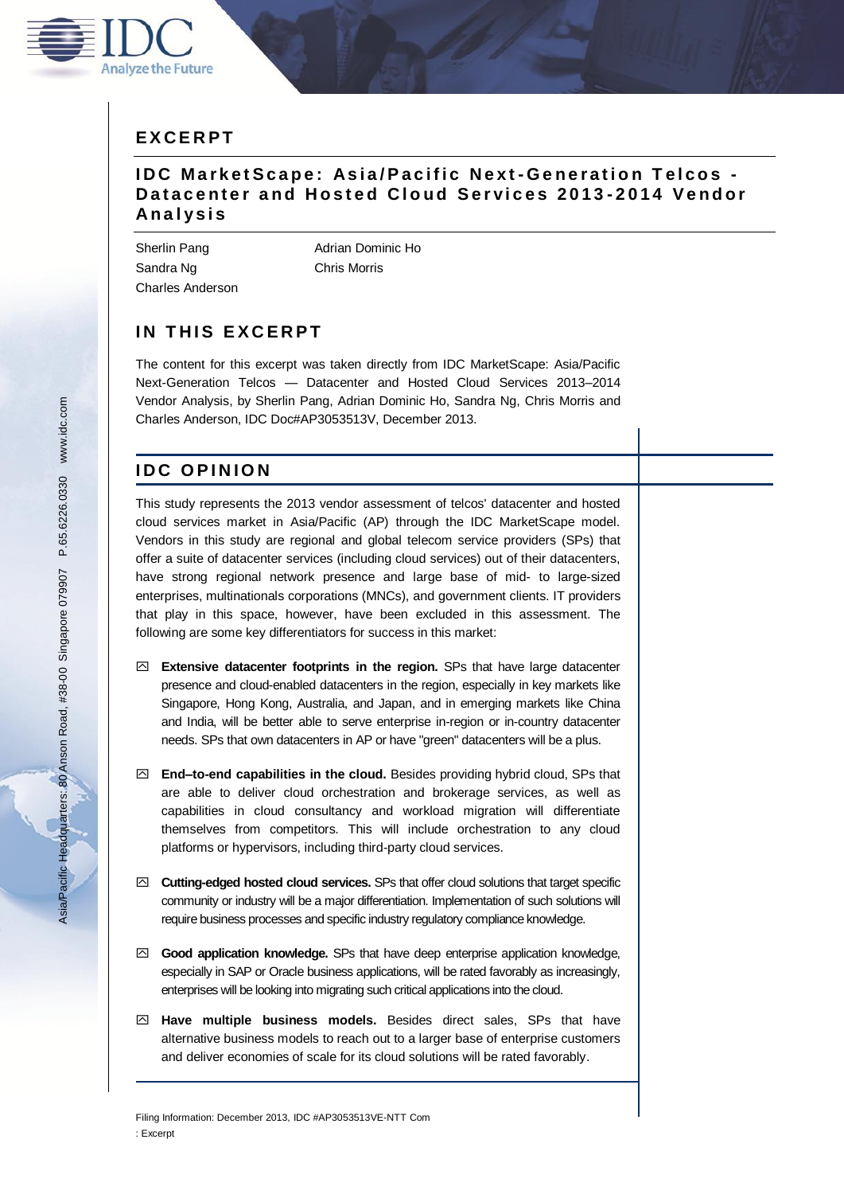# EXCERPT

## IDC MarketScape: Asia/Pacific Next-Generation Telcos - Datacenter and Hosted Cloud Services 2013-2014 Vendor Analysis

Sherlin Pang
Sandra Ng
Charles Anderson
Adrian Dominic Ho
Chris Morris

## IN THIS EXCERPT

The content for this excerpt was taken directly from IDC MarketScape: Asia/Pacific Next-Generation Telcos — Datacenter and Hosted Cloud Services 2013–2014 Vendor Analysis, by Sherlin Pang, Adrian Dominic Ho, Sandra Ng, Chris Morris and Charles Anderson, IDC Doc#AP3053513V, December 2013.

## IDC OPINION

This study represents the 2013 vendor assessment of telcos' datacenter and hosted cloud services market in Asia/Pacific (AP) through the IDC MarketScape model. Vendors in this study are regional and global telecom service providers (SPs) that offer a suite of datacenter services (including cloud services) out of their datacenters, have strong regional network presence and large base of mid- to large-sized enterprises, multinationals corporations (MNCs), and government clients. IT providers that play in this space, however, have been excluded in this assessment. The following are some key differentiators for success in this market:

- **Extensive datacenter footprints in the region.** SPs that have large datacenter presence and cloud-enabled datacenters in the region, especially in key markets like Singapore, Hong Kong, Australia, and Japan, and in emerging markets like China and India, will be better able to serve enterprise in-region or in-country datacenter needs. SPs that own datacenters in AP or have "green" datacenters will be a plus.
- **End–to-end capabilities in the cloud.** Besides providing hybrid cloud, SPs that are able to deliver cloud orchestration and brokerage services, as well as capabilities in cloud consultancy and workload migration will differentiate themselves from competitors. This will include orchestration to any cloud platforms or hypervisors, including third-party cloud services.
- **Cutting-edged hosted cloud services.** SPs that offer cloud solutions that target specific community or industry will be a major differentiation. Implementation of such solutions will require business processes and specific industry regulatory compliance knowledge.
- **Good application knowledge.** SPs that have deep enterprise application knowledge, especially in SAP or Oracle business applications, will be rated favorably as increasingly, enterprises will be looking into migrating such critical applications into the cloud.
- **Have multiple business models.** Besides direct sales, SPs that have alternative business models to reach out to a larger base of enterprise customers and deliver economies of scale for its cloud solutions will be rated favorably.

Filing Information: December 2013, IDC #AP3053513VE-NTT Com : Excerpt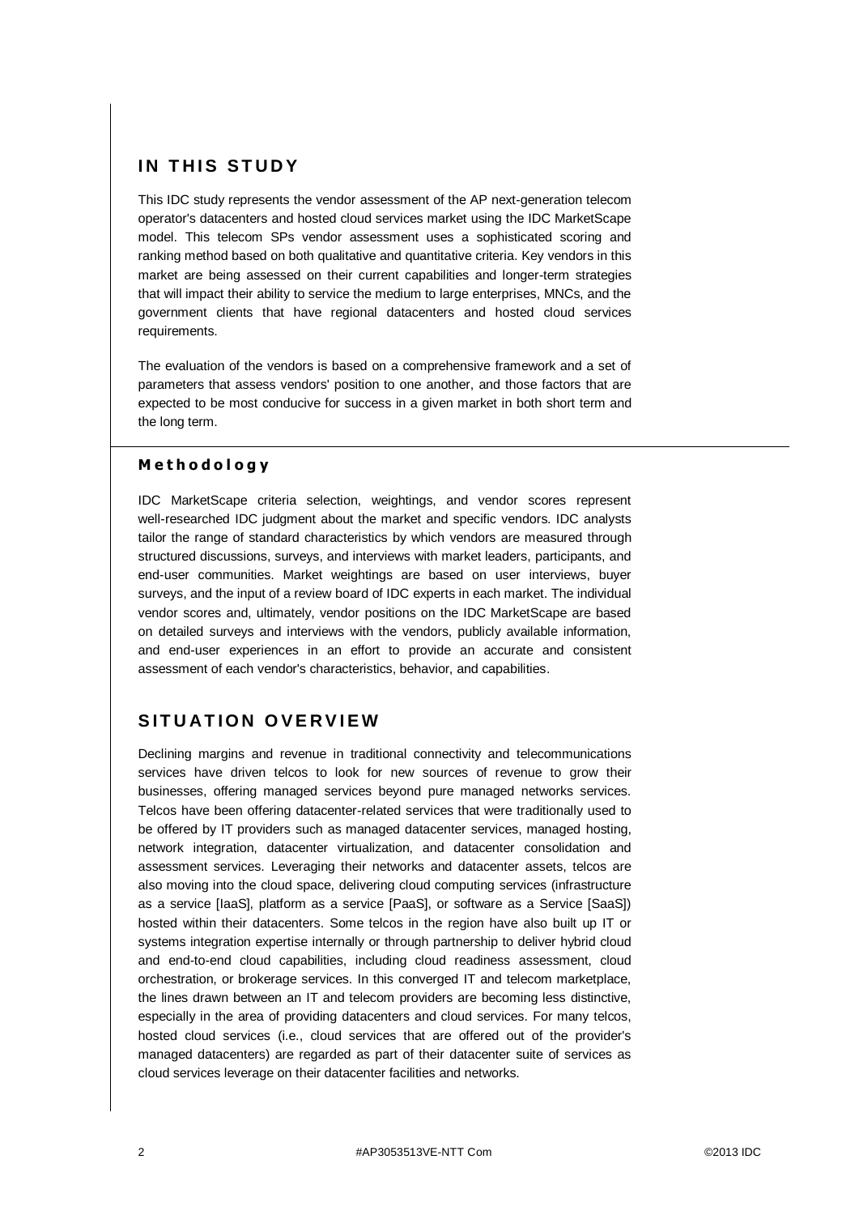## IN THIS STUDY

This IDC study represents the vendor assessment of the AP next-generation telecom operator's datacenters and hosted cloud services market using the IDC MarketScape model. This telecom SPs vendor assessment uses a sophisticated scoring and ranking method based on both qualitative and quantitative criteria. Key vendors in this market are being assessed on their current capabilities and longer-term strategies that will impact their ability to service the medium to large enterprises, MNCs, and the government clients that have regional datacenters and hosted cloud services requirements.

The evaluation of the vendors is based on a comprehensive framework and a set of parameters that assess vendors' position to one another, and those factors that are expected to be most conducive for success in a given market in both short term and the long term.

### Methodology

IDC MarketScape criteria selection, weightings, and vendor scores represent well-researched IDC judgment about the market and specific vendors. IDC analysts tailor the range of standard characteristics by which vendors are measured through structured discussions, surveys, and interviews with market leaders, participants, and end-user communities. Market weightings are based on user interviews, buyer surveys, and the input of a review board of IDC experts in each market. The individual vendor scores and, ultimately, vendor positions on the IDC MarketScape are based on detailed surveys and interviews with the vendors, publicly available information, and end-user experiences in an effort to provide an accurate and consistent assessment of each vendor's characteristics, behavior, and capabilities.

## SITUATION OVERVIEW

Declining margins and revenue in traditional connectivity and telecommunications services have driven telcos to look for new sources of revenue to grow their businesses, offering managed services beyond pure managed networks services. Telcos have been offering datacenter-related services that were traditionally used to be offered by IT providers such as managed datacenter services, managed hosting, network integration, datacenter virtualization, and datacenter consolidation and assessment services. Leveraging their networks and datacenter assets, telcos are also moving into the cloud space, delivering cloud computing services (infrastructure as a service [IaaS], platform as a service [PaaS], or software as a Service [SaaS]) hosted within their datacenters. Some telcos in the region have also built up IT or systems integration expertise internally or through partnership to deliver hybrid cloud and end-to-end cloud capabilities, including cloud readiness assessment, cloud orchestration, or brokerage services. In this converged IT and telecom marketplace, the lines drawn between an IT and telecom providers are becoming less distinctive, especially in the area of providing datacenters and cloud services. For many telcos, hosted cloud services (i.e., cloud services that are offered out of the provider's managed datacenters) are regarded as part of their datacenter suite of services as cloud services leverage on their datacenter facilities and networks.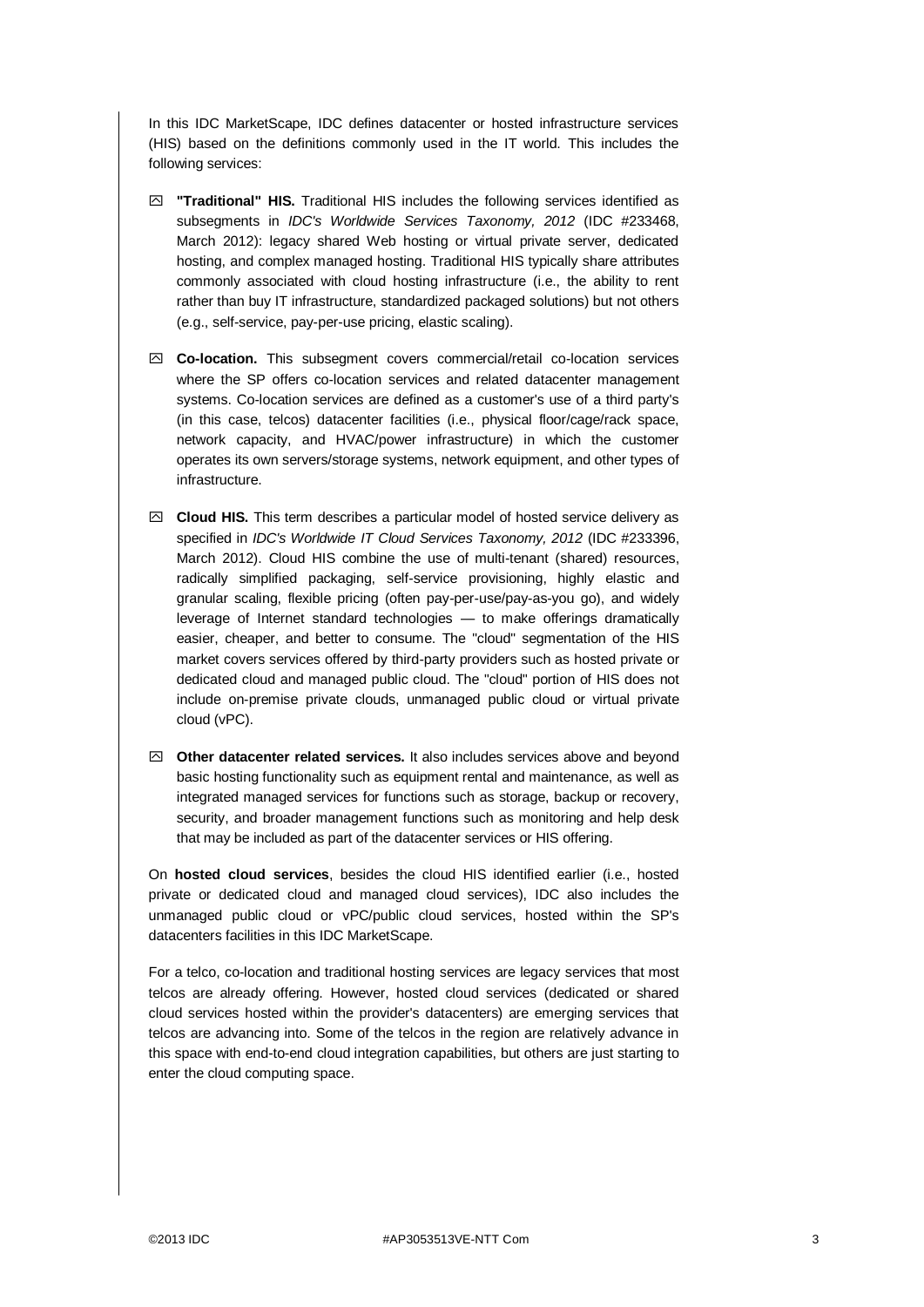In this IDC MarketScape, IDC defines datacenter or hosted infrastructure services (HIS) based on the definitions commonly used in the IT world. This includes the following services:

- **"Traditional" HIS.** Traditional HIS includes the following services identified as subsegments in *IDC's Worldwide Services Taxonomy, 2012* (IDC #233468, March 2012): legacy shared Web hosting or virtual private server, dedicated hosting, and complex managed hosting. Traditional HIS typically share attributes commonly associated with cloud hosting infrastructure (i.e., the ability to rent rather than buy IT infrastructure, standardized packaged solutions) but not others (e.g., self-service, pay-per-use pricing, elastic scaling).

- **Co-location.** This subsegment covers commercial/retail co-location services where the SP offers co-location services and related datacenter management systems. Co-location services are defined as a customer's use of a third party's (in this case, telcos) datacenter facilities (i.e., physical floor/cage/rack space, network capacity, and HVAC/power infrastructure) in which the customer operates its own servers/storage systems, network equipment, and other types of infrastructure.

- **Cloud HIS.** This term describes a particular model of hosted service delivery as specified in *IDC's Worldwide IT Cloud Services Taxonomy, 2012* (IDC #233396, March 2012). Cloud HIS combine the use of multi-tenant (shared) resources, radically simplified packaging, self-service provisioning, highly elastic and granular scaling, flexible pricing (often pay-per-use/pay-as-you go), and widely leverage of Internet standard technologies — to make offerings dramatically easier, cheaper, and better to consume. The "cloud" segmentation of the HIS market covers services offered by third-party providers such as hosted private or dedicated cloud and managed public cloud. The "cloud" portion of HIS does not include on-premise private clouds, unmanaged public cloud or virtual private cloud (vPC).

- **Other datacenter related services.** It also includes services above and beyond basic hosting functionality such as equipment rental and maintenance, as well as integrated managed services for functions such as storage, backup or recovery, security, and broader management functions such as monitoring and help desk that may be included as part of the datacenter services or HIS offering.

On **hosted cloud services**, besides the cloud HIS identified earlier (i.e., hosted private or dedicated cloud and managed cloud services), IDC also includes the unmanaged public cloud or vPC/public cloud services, hosted within the SP's datacenters facilities in this IDC MarketScape.

For a telco, co-location and traditional hosting services are legacy services that most telcos are already offering. However, hosted cloud services (dedicated or shared cloud services hosted within the provider's datacenters) are emerging services that telcos are advancing into. Some of the telcos in the region are relatively advance in this space with end-to-end cloud integration capabilities, but others are just starting to enter the cloud computing space.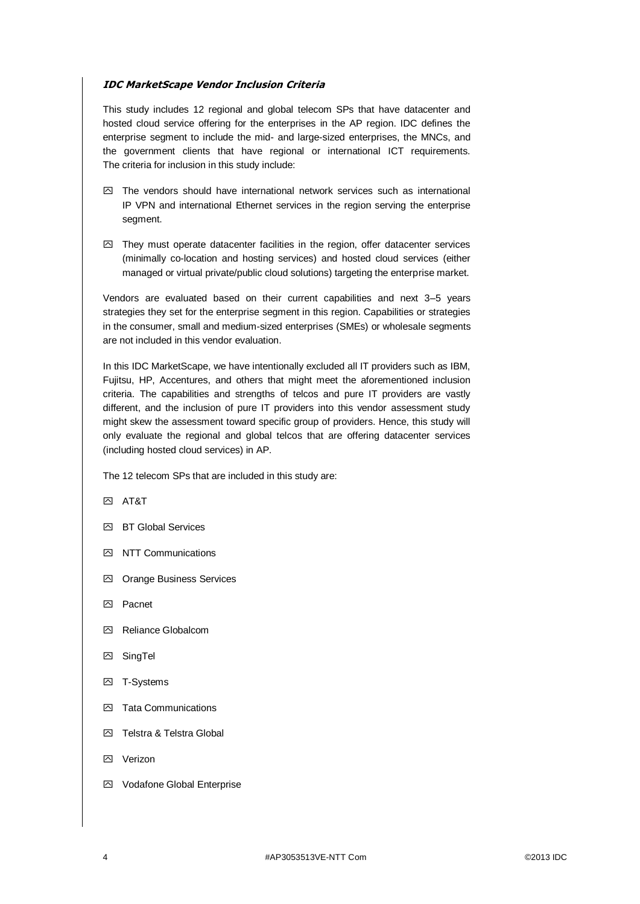### *IDC MarketScape Vendor Inclusion Criteria*

This study includes 12 regional and global telecom SPs that have datacenter and hosted cloud service offering for the enterprises in the AP region. IDC defines the enterprise segment to include the mid- and large-sized enterprises, the MNCs, and the government clients that have regional or international ICT requirements. The criteria for inclusion in this study include:

- The vendors should have international network services such as international IP VPN and international Ethernet services in the region serving the enterprise segment.
- They must operate datacenter facilities in the region, offer datacenter services (minimally co-location and hosting services) and hosted cloud services (either managed or virtual private/public cloud solutions) targeting the enterprise market.

Vendors are evaluated based on their current capabilities and next 3–5 years strategies they set for the enterprise segment in this region. Capabilities or strategies in the consumer, small and medium-sized enterprises (SMEs) or wholesale segments are not included in this vendor evaluation.

In this IDC MarketScape, we have intentionally excluded all IT providers such as IBM, Fujitsu, HP, Accentures, and others that might meet the aforementioned inclusion criteria. The capabilities and strengths of telcos and pure IT providers are vastly different, and the inclusion of pure IT providers into this vendor assessment study might skew the assessment toward specific group of providers. Hence, this study will only evaluate the regional and global telcos that are offering datacenter services (including hosted cloud services) in AP.

The 12 telecom SPs that are included in this study are:

- AT&T
- BT Global Services
- NTT Communications
- Orange Business Services
- Pacnet
- Reliance Globalcom
- SingTel
- T-Systems
- Tata Communications
- Telstra & Telstra Global
- Verizon
- Vodafone Global Enterprise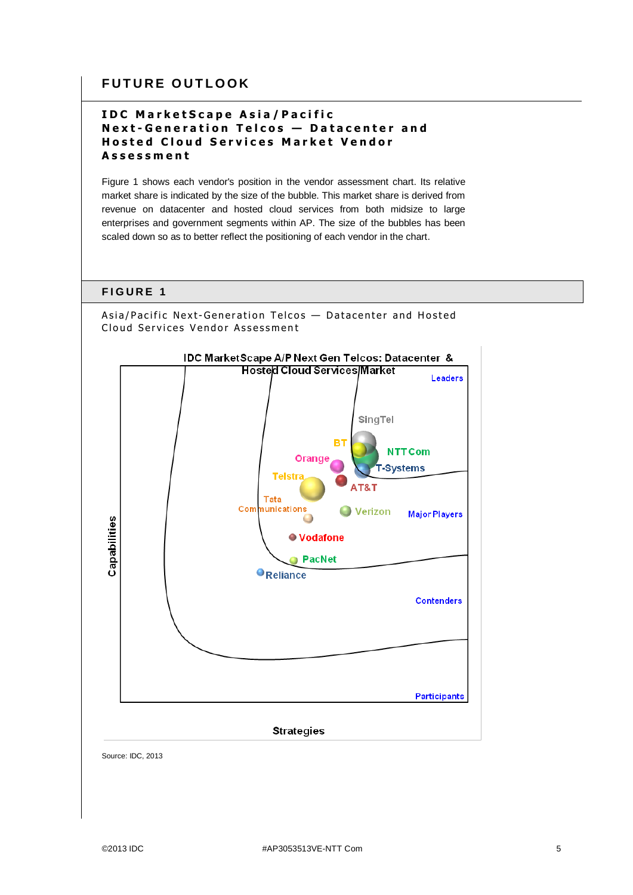## FUTURE OUTLOOK

### IDC MarketScape Asia/Pacific Next-Generation Telcos — Datacenter and Hosted Cloud Services Market Vendor Assessment

Figure 1 shows each vendor's position in the vendor assessment chart. Its relative market share is indicated by the size of the bubble. This market share is derived from revenue on datacenter and hosted cloud services from both midsize to large enterprises and government segments within AP. The size of the bubbles has been scaled down so as to better reflect the positioning of each vendor in the chart.

#### FIGURE 1

Asia/Pacific Next-Generation Telcos — Datacenter and Hosted Cloud Services Vendor Assessment

IDC MarketScape A/P Next Gen Telcos: Datacenter & Hosted Cloud Services Market

Leaders

SingTel

BT

NTT Com

Orange

T-Systems

Telstra

AT&T

Tata Communications

Verizon

Major Players

Vodafone

PacNet

Reliance

Contenders

Participants

Capabilities

Strategies

Source: IDC, 2013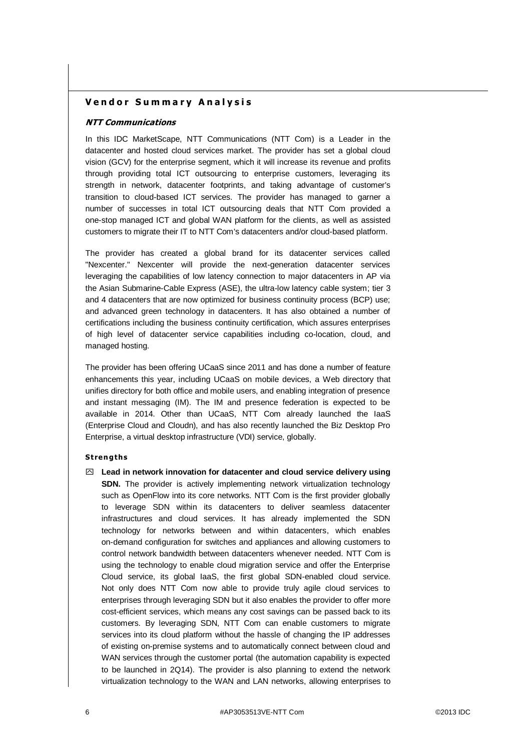## Vendor Summary Analysis

### *NTT Communications*

In this IDC MarketScape, NTT Communications (NTT Com) is a Leader in the datacenter and hosted cloud services market. The provider has set a global cloud vision (GCV) for the enterprise segment, which it will increase its revenue and profits through providing total ICT outsourcing to enterprise customers, leveraging its strength in network, datacenter footprints, and taking advantage of customer's transition to cloud-based ICT services. The provider has managed to garner a number of successes in total ICT outsourcing deals that NTT Com provided a one-stop managed ICT and global WAN platform for the clients, as well as assisted customers to migrate their IT to NTT Com's datacenters and/or cloud-based platform.

The provider has created a global brand for its datacenter services called "Nexcenter." Nexcenter will provide the next-generation datacenter services leveraging the capabilities of low latency connection to major datacenters in AP via the Asian Submarine-Cable Express (ASE), the ultra-low latency cable system; tier 3 and 4 datacenters that are now optimized for business continuity process (BCP) use; and advanced green technology in datacenters. It has also obtained a number of certifications including the business continuity certification, which assures enterprises of high level of datacenter service capabilities including co-location, cloud, and managed hosting.

The provider has been offering UCaaS since 2011 and has done a number of feature enhancements this year, including UCaaS on mobile devices, a Web directory that unifies directory for both office and mobile users, and enabling integration of presence and instant messaging (IM). The IM and presence federation is expected to be available in 2014. Other than UCaaS, NTT Com already launched the IaaS (Enterprise Cloud and Cloudn), and has also recently launched the Biz Desktop Pro Enterprise, a virtual desktop infrastructure (VDI) service, globally.

#### Strengths

- **Lead in network innovation for datacenter and cloud service delivery using SDN.** The provider is actively implementing network virtualization technology such as OpenFlow into its core networks. NTT Com is the first provider globally to leverage SDN within its datacenters to deliver seamless datacenter infrastructures and cloud services. It has already implemented the SDN technology for networks between and within datacenters, which enables on-demand configuration for switches and appliances and allowing customers to control network bandwidth between datacenters whenever needed. NTT Com is using the technology to enable cloud migration service and offer the Enterprise Cloud service, its global IaaS, the first global SDN-enabled cloud service. Not only does NTT Com now able to provide truly agile cloud services to enterprises through leveraging SDN but it also enables the provider to offer more cost-efficient services, which means any cost savings can be passed back to its customers. By leveraging SDN, NTT Com can enable customers to migrate services into its cloud platform without the hassle of changing the IP addresses of existing on-premise systems and to automatically connect between cloud and WAN services through the customer portal (the automation capability is expected to be launched in 2Q14). The provider is also planning to extend the network virtualization technology to the WAN and LAN networks, allowing enterprises to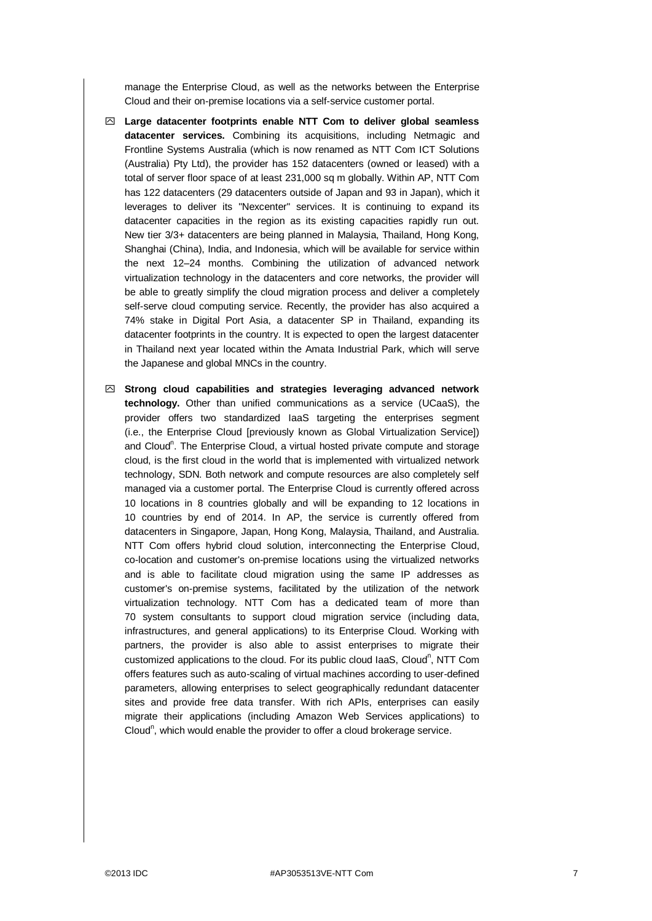manage the Enterprise Cloud, as well as the networks between the Enterprise Cloud and their on-premise locations via a self-service customer portal.

- **Large datacenter footprints enable NTT Com to deliver global seamless datacenter services.** Combining its acquisitions, including Netmagic and Frontline Systems Australia (which is now renamed as NTT Com ICT Solutions (Australia) Pty Ltd), the provider has 152 datacenters (owned or leased) with a total of server floor space of at least 231,000 sq m globally. Within AP, NTT Com has 122 datacenters (29 datacenters outside of Japan and 93 in Japan), which it leverages to deliver its "Nexcenter" services. It is continuing to expand its datacenter capacities in the region as its existing capacities rapidly run out. New tier 3/3+ datacenters are being planned in Malaysia, Thailand, Hong Kong, Shanghai (China), India, and Indonesia, which will be available for service within the next 12–24 months. Combining the utilization of advanced network virtualization technology in the datacenters and core networks, the provider will be able to greatly simplify the cloud migration process and deliver a completely self-serve cloud computing service. Recently, the provider has also acquired a 74% stake in Digital Port Asia, a datacenter SP in Thailand, expanding its datacenter footprints in the country. It is expected to open the largest datacenter in Thailand next year located within the Amata Industrial Park, which will serve the Japanese and global MNCs in the country.

- **Strong cloud capabilities and strategies leveraging advanced network technology.** Other than unified communications as a service (UCaaS), the provider offers two standardized IaaS targeting the enterprises segment (i.e., the Enterprise Cloud [previously known as Global Virtualization Service]) and Cloud$^n$. The Enterprise Cloud, a virtual hosted private compute and storage cloud, is the first cloud in the world that is implemented with virtualized network technology, SDN. Both network and compute resources are also completely self managed via a customer portal. The Enterprise Cloud is currently offered across 10 locations in 8 countries globally and will be expanding to 12 locations in 10 countries by end of 2014. In AP, the service is currently offered from datacenters in Singapore, Japan, Hong Kong, Malaysia, Thailand, and Australia. NTT Com offers hybrid cloud solution, interconnecting the Enterprise Cloud, co-location and customer's on-premise locations using the virtualized networks and is able to facilitate cloud migration using the same IP addresses as customer's on-premise systems, facilitated by the utilization of the network virtualization technology. NTT Com has a dedicated team of more than 70 system consultants to support cloud migration service (including data, infrastructures, and general applications) to its Enterprise Cloud. Working with partners, the provider is also able to assist enterprises to migrate their customized applications to the cloud. For its public cloud IaaS, Cloud$^n$, NTT Com offers features such as auto-scaling of virtual machines according to user-defined parameters, allowing enterprises to select geographically redundant datacenter sites and provide free data transfer. With rich APIs, enterprises can easily migrate their applications (including Amazon Web Services applications) to Cloud$^n$, which would enable the provider to offer a cloud brokerage service.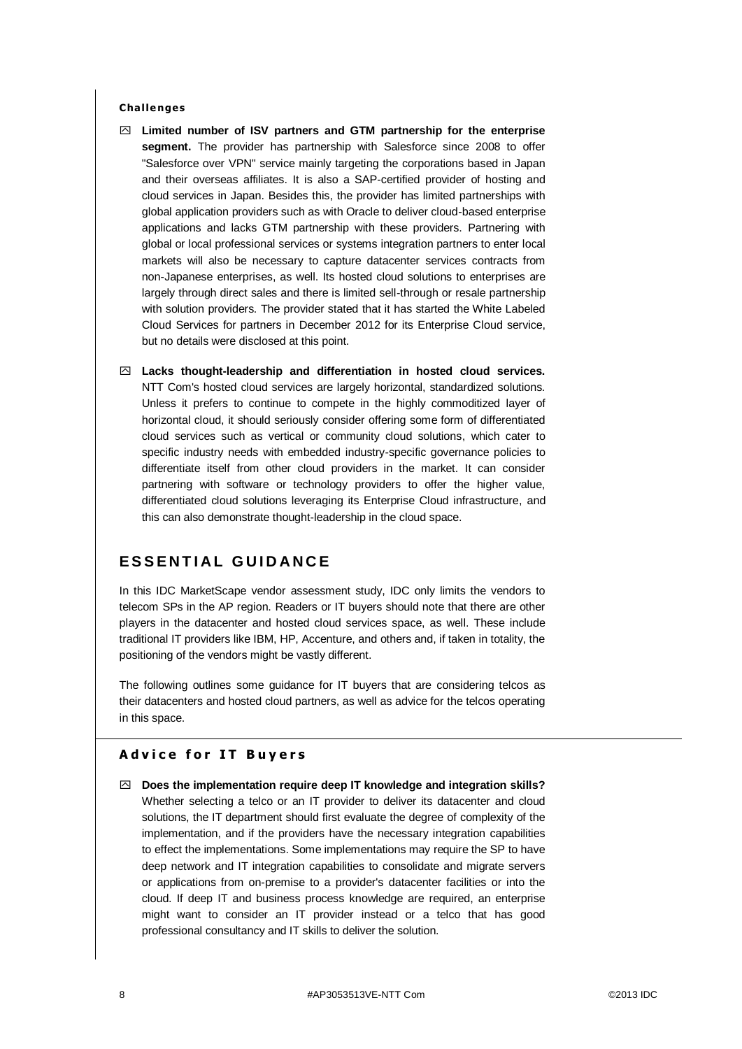#### Challenges

- **Limited number of ISV partners and GTM partnership for the enterprise segment.** The provider has partnership with Salesforce since 2008 to offer "Salesforce over VPN" service mainly targeting the corporations based in Japan and their overseas affiliates. It is also a SAP-certified provider of hosting and cloud services in Japan. Besides this, the provider has limited partnerships with global application providers such as with Oracle to deliver cloud-based enterprise applications and lacks GTM partnership with these providers. Partnering with global or local professional services or systems integration partners to enter local markets will also be necessary to capture datacenter services contracts from non-Japanese enterprises, as well. Its hosted cloud solutions to enterprises are largely through direct sales and there is limited sell-through or resale partnership with solution providers. The provider stated that it has started the White Labeled Cloud Services for partners in December 2012 for its Enterprise Cloud service, but no details were disclosed at this point.

- **Lacks thought-leadership and differentiation in hosted cloud services.** NTT Com's hosted cloud services are largely horizontal, standardized solutions. Unless it prefers to continue to compete in the highly commoditized layer of horizontal cloud, it should seriously consider offering some form of differentiated cloud services such as vertical or community cloud solutions, which cater to specific industry needs with embedded industry-specific governance policies to differentiate itself from other cloud providers in the market. It can consider partnering with software or technology providers to offer the higher value, differentiated cloud solutions leveraging its Enterprise Cloud infrastructure, and this can also demonstrate thought-leadership in the cloud space.

## ESSENTIAL GUIDANCE

In this IDC MarketScape vendor assessment study, IDC only limits the vendors to telecom SPs in the AP region. Readers or IT buyers should note that there are other players in the datacenter and hosted cloud services space, as well. These include traditional IT providers like IBM, HP, Accenture, and others and, if taken in totality, the positioning of the vendors might be vastly different.

The following outlines some guidance for IT buyers that are considering telcos as their datacenters and hosted cloud partners, as well as advice for the telcos operating in this space.

### Advice for IT Buyers

- **Does the implementation require deep IT knowledge and integration skills?** Whether selecting a telco or an IT provider to deliver its datacenter and cloud solutions, the IT department should first evaluate the degree of complexity of the implementation, and if the providers have the necessary integration capabilities to effect the implementations. Some implementations may require the SP to have deep network and IT integration capabilities to consolidate and migrate servers or applications from on-premise to a provider's datacenter facilities or into the cloud. If deep IT and business process knowledge are required, an enterprise might want to consider an IT provider instead or a telco that has good professional consultancy and IT skills to deliver the solution.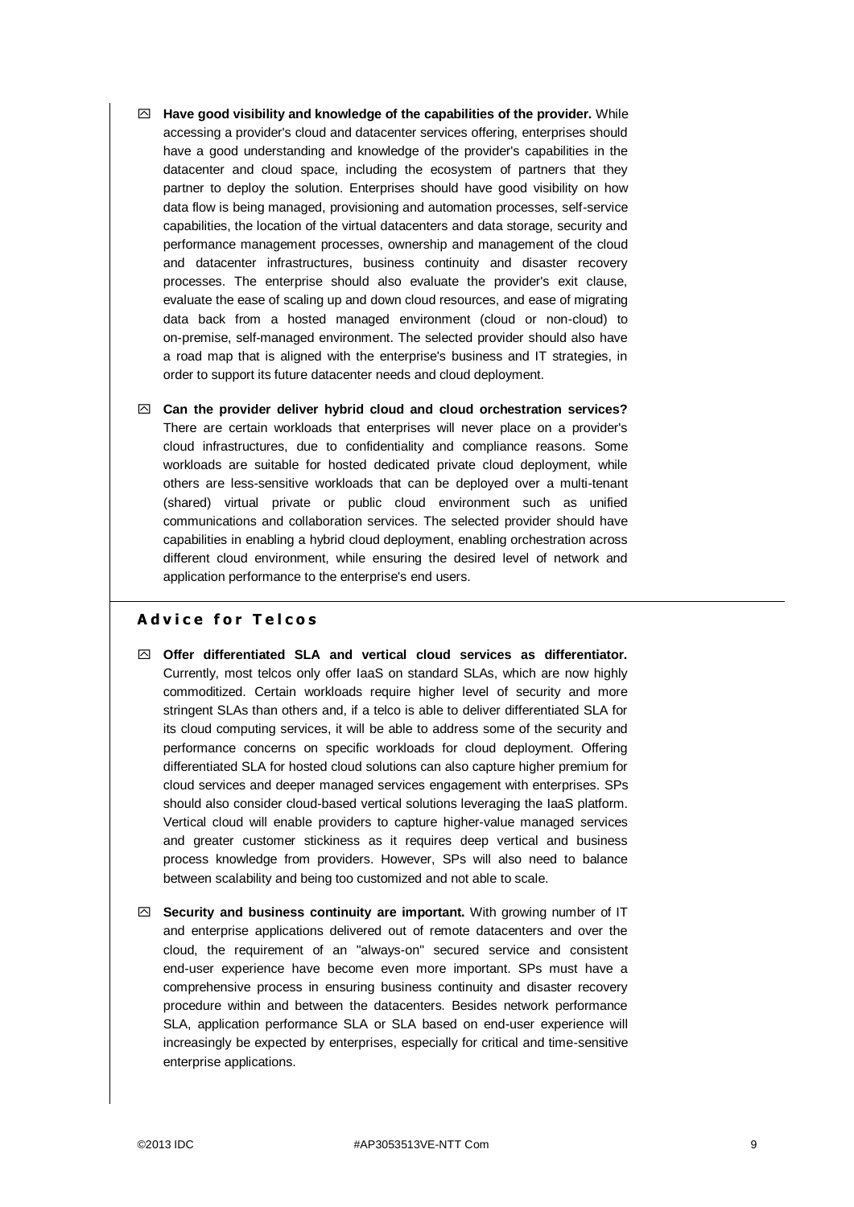- **Have good visibility and knowledge of the capabilities of the provider.** While accessing a provider's cloud and datacenter services offering, enterprises should have a good understanding and knowledge of the provider's capabilities in the datacenter and cloud space, including the ecosystem of partners that they partner to deploy the solution. Enterprises should have good visibility on how data flow is being managed, provisioning and automation processes, self-service capabilities, the location of the virtual datacenters and data storage, security and performance management processes, ownership and management of the cloud and datacenter infrastructures, business continuity and disaster recovery processes. The enterprise should also evaluate the provider's exit clause, evaluate the ease of scaling up and down cloud resources, and ease of migrating data back from a hosted managed environment (cloud or non-cloud) to on-premise, self-managed environment. The selected provider should also have a road map that is aligned with the enterprise's business and IT strategies, in order to support its future datacenter needs and cloud deployment.

- **Can the provider deliver hybrid cloud and cloud orchestration services?** There are certain workloads that enterprises will never place on a provider's cloud infrastructures, due to confidentiality and compliance reasons. Some workloads are suitable for hosted dedicated private cloud deployment, while others are less-sensitive workloads that can be deployed over a multi-tenant (shared) virtual private or public cloud environment such as unified communications and collaboration services. The selected provider should have capabilities in enabling a hybrid cloud deployment, enabling orchestration across different cloud environment, while ensuring the desired level of network and application performance to the enterprise's end users.

## Advice for Telcos

- **Offer differentiated SLA and vertical cloud services as differentiator.** Currently, most telcos only offer IaaS on standard SLAs, which are now highly commoditized. Certain workloads require higher level of security and more stringent SLAs than others and, if a telco is able to deliver differentiated SLA for its cloud computing services, it will be able to address some of the security and performance concerns on specific workloads for cloud deployment. Offering differentiated SLA for hosted cloud solutions can also capture higher premium for cloud services and deeper managed services engagement with enterprises. SPs should also consider cloud-based vertical solutions leveraging the IaaS platform. Vertical cloud will enable providers to capture higher-value managed services and greater customer stickiness as it requires deep vertical and business process knowledge from providers. However, SPs will also need to balance between scalability and being too customized and not able to scale.

- **Security and business continuity are important.** With growing number of IT and enterprise applications delivered out of remote datacenters and over the cloud, the requirement of an "always-on" secured service and consistent end-user experience have become even more important. SPs must have a comprehensive process in ensuring business continuity and disaster recovery procedure within and between the datacenters. Besides network performance SLA, application performance SLA or SLA based on end-user experience will increasingly be expected by enterprises, especially for critical and time-sensitive enterprise applications.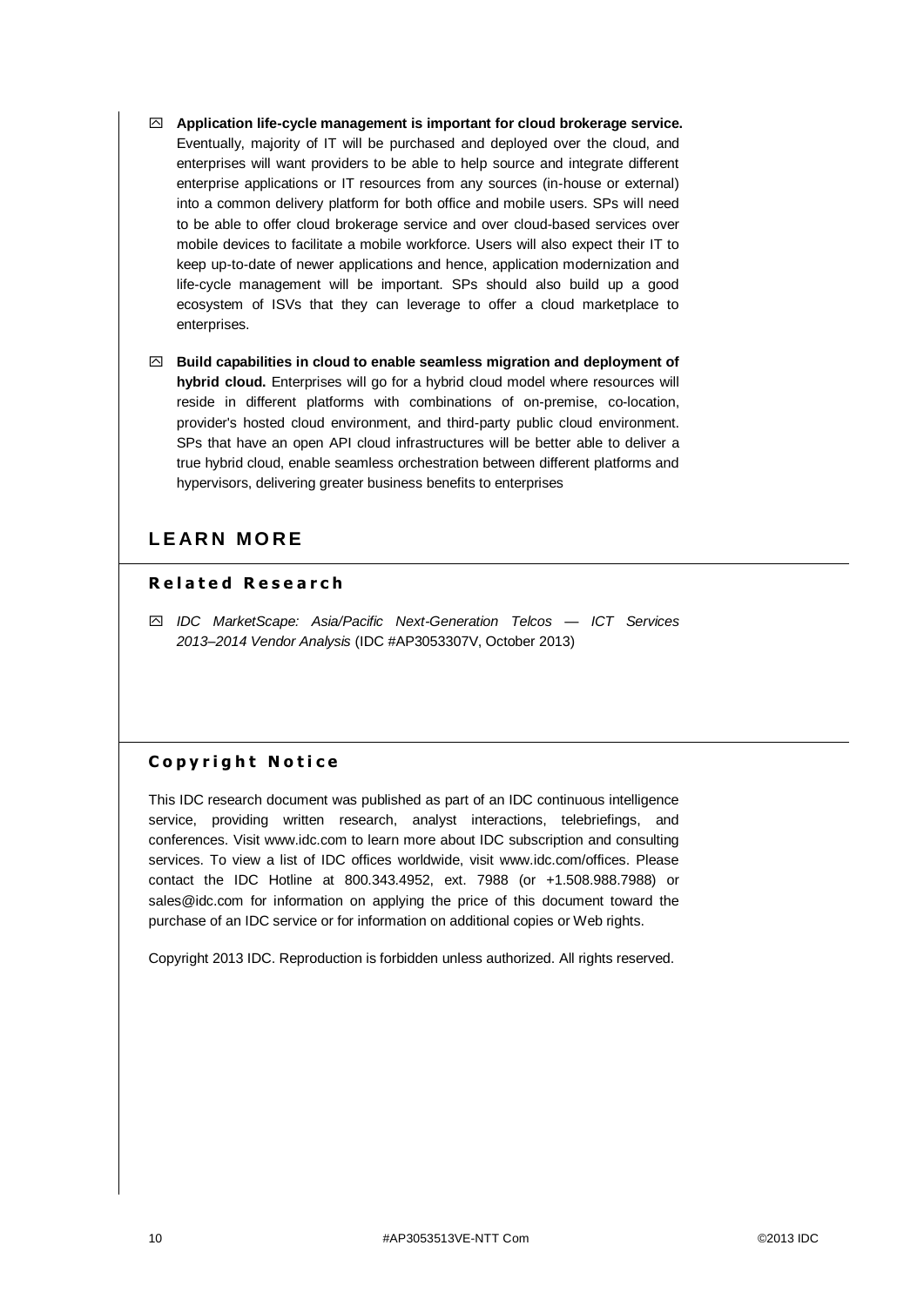- **Application life-cycle management is important for cloud brokerage service.** Eventually, majority of IT will be purchased and deployed over the cloud, and enterprises will want providers to be able to help source and integrate different enterprise applications or IT resources from any sources (in-house or external) into a common delivery platform for both office and mobile users. SPs will need to be able to offer cloud brokerage service and over cloud-based services over mobile devices to facilitate a mobile workforce. Users will also expect their IT to keep up-to-date of newer applications and hence, application modernization and life-cycle management will be important. SPs should also build up a good ecosystem of ISVs that they can leverage to offer a cloud marketplace to enterprises.

- **Build capabilities in cloud to enable seamless migration and deployment of hybrid cloud.** Enterprises will go for a hybrid cloud model where resources will reside in different platforms with combinations of on-premise, co-location, provider's hosted cloud environment, and third-party public cloud environment. SPs that have an open API cloud infrastructures will be better able to deliver a true hybrid cloud, enable seamless orchestration between different platforms and hypervisors, delivering greater business benefits to enterprises

# LEARN MORE

## Related Research

- *IDC MarketScape: Asia/Pacific Next-Generation Telcos — ICT Services 2013–2014 Vendor Analysis* (IDC #AP3053307V, October 2013)

## Copyright Notice

This IDC research document was published as part of an IDC continuous intelligence service, providing written research, analyst interactions, telebriefings, and conferences. Visit www.idc.com to learn more about IDC subscription and consulting services. To view a list of IDC offices worldwide, visit www.idc.com/offices. Please contact the IDC Hotline at 800.343.4952, ext. 7988 (or +1.508.988.7988) or sales@idc.com for information on applying the price of this document toward the purchase of an IDC service or for information on additional copies or Web rights.

Copyright 2013 IDC. Reproduction is forbidden unless authorized. All rights reserved.